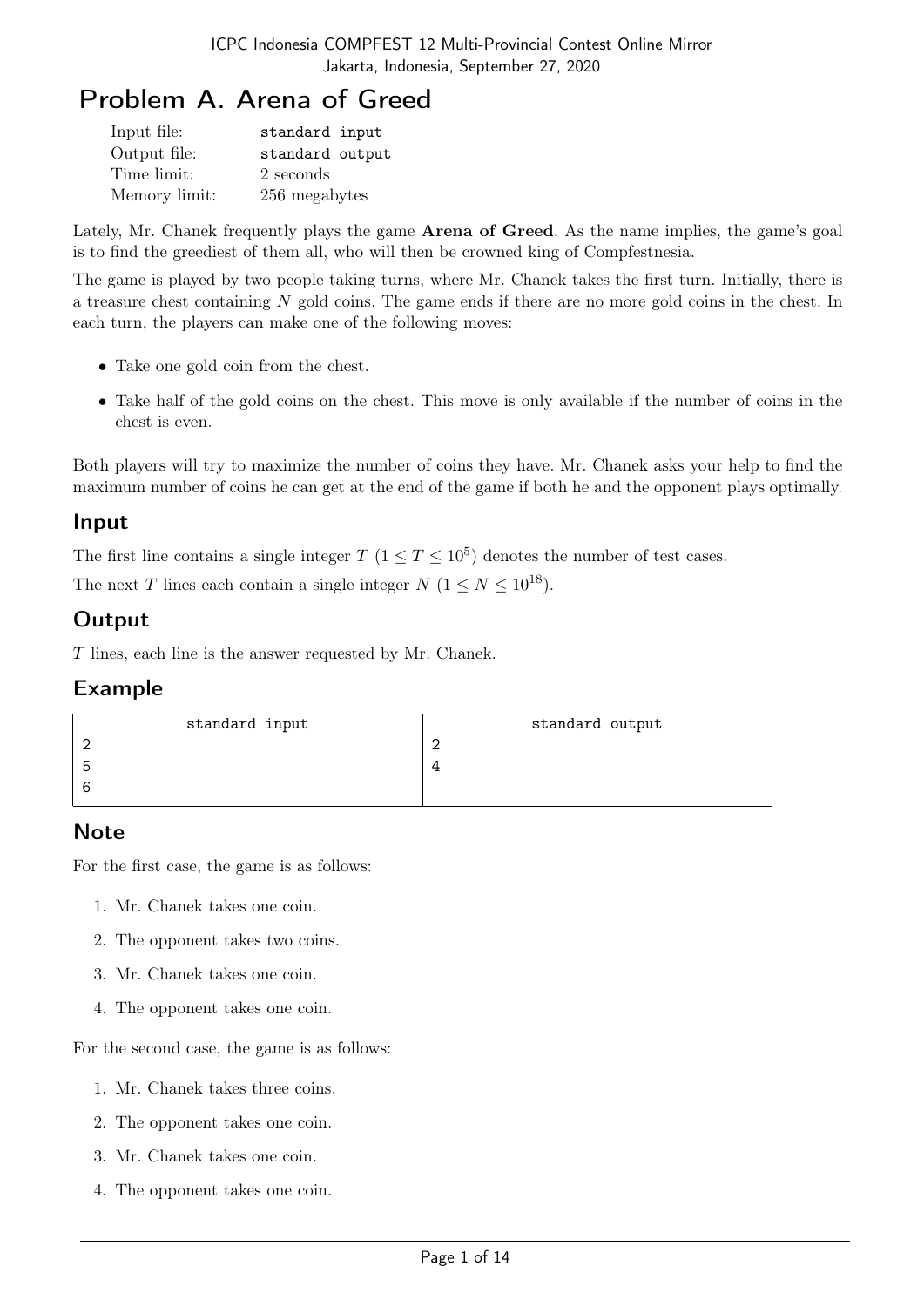# Problem A. Arena of Greed

| | |
|---|---|
| Input file: | standard input |
| Output file: | standard output |
| Time limit: | 2 seconds |
| Memory limit: | 256 megabytes |

Lately, Mr. Chanek frequently plays the game **Arena of Greed**. As the name implies, the game's goal is to find the greediest of them all, who will then be crowned king of Compfestnesia.

The game is played by two people taking turns, where Mr. Chanek takes the first turn. Initially, there is a treasure chest containing $N$ gold coins. The game ends if there are no more gold coins in the chest. In each turn, the players can make one of the following moves:

- Take one gold coin from the chest.
- Take half of the gold coins on the chest. This move is only available if the number of coins in the chest is even.

Both players will try to maximize the number of coins they have. Mr. Chanek asks your help to find the maximum number of coins he can get at the end of the game if both he and the opponent plays optimally.

## Input

The first line contains a single integer $T$ ($1 \leq T \leq 10^5$) denotes the number of test cases.

The next $T$ lines each contain a single integer $N$ ($1 \leq N \leq 10^{18}$).

## Output

$T$ lines, each line is the answer requested by Mr. Chanek.

## Example

| standard input | standard output |
|---|---|
| 2<br>5<br>6 | 2<br>4 |

## Note

For the first case, the game is as follows:

1. Mr. Chanek takes one coin.
2. The opponent takes two coins.
3. Mr. Chanek takes one coin.
4. The opponent takes one coin.

For the second case, the game is as follows:

1. Mr. Chanek takes three coins.
2. The opponent takes one coin.
3. Mr. Chanek takes one coin.
4. The opponent takes one coin.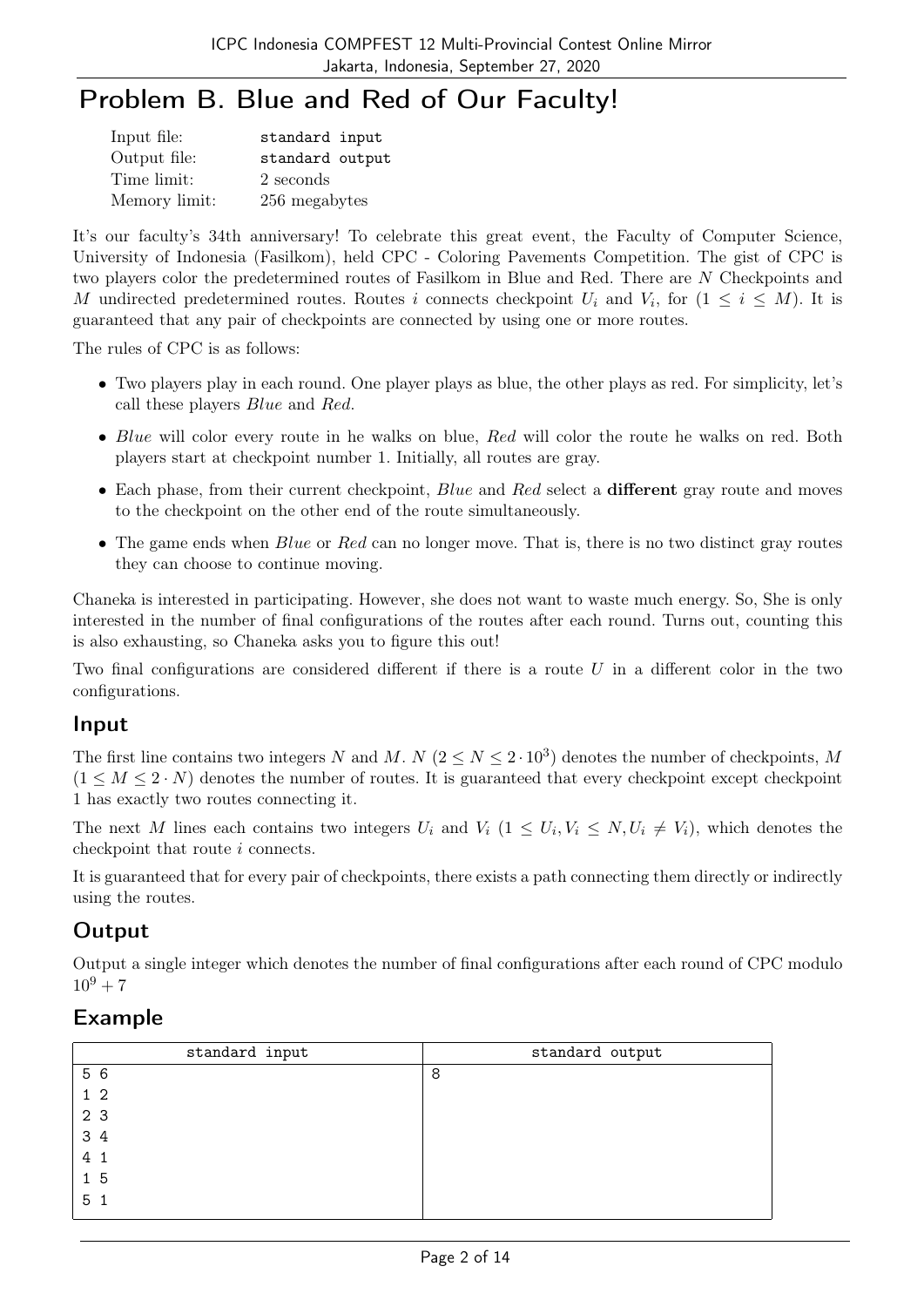# Problem B. Blue and Red of Our Faculty!

| | |
|---|---|
| Input file: | standard input |
| Output file: | standard output |
| Time limit: | 2 seconds |
| Memory limit: | 256 megabytes |

It's our faculty's 34th anniversary! To celebrate this great event, the Faculty of Computer Science, University of Indonesia (Fasilkom), held CPC - Coloring Pavements Competition. The gist of CPC is two players color the predetermined routes of Fasilkom in Blue and Red. There are $N$ Checkpoints and $M$ undirected predetermined routes. Routes $i$ connects checkpoint $U_i$ and $V_i$, for $(1 \le i \le M)$. It is guaranteed that any pair of checkpoints are connected by using one or more routes.

The rules of CPC is as follows:

- Two players play in each round. One player plays as blue, the other plays as red. For simplicity, let's call these players *Blue* and *Red*.
- *Blue* will color every route in he walks on blue, *Red* will color the route he walks on red. Both players start at checkpoint number 1. Initially, all routes are gray.
- Each phase, from their current checkpoint, *Blue* and *Red* select a **different** gray route and moves to the checkpoint on the other end of the route simultaneously.
- The game ends when *Blue* or *Red* can no longer move. That is, there is no two distinct gray routes they can choose to continue moving.

Chaneka is interested in participating. However, she does not want to waste much energy. So, She is only interested in the number of final configurations of the routes after each round. Turns out, counting this is also exhausting, so Chaneka asks you to figure this out!

Two final configurations are considered different if there is a route $U$ in a different color in the two configurations.

## Input

The first line contains two integers $N$ and $M$. $N$ $(2 \le N \le 2 \cdot 10^3)$ denotes the number of checkpoints, $M$ $(1 \le M \le 2 \cdot N)$ denotes the number of routes. It is guaranteed that every checkpoint except checkpoint 1 has exactly two routes connecting it.

The next $M$ lines each contains two integers $U_i$ and $V_i$ $(1 \le U_i, V_i \le N, U_i \ne V_i)$, which denotes the checkpoint that route $i$ connects.

It is guaranteed that for every pair of checkpoints, there exists a path connecting them directly or indirectly using the routes.

## Output

Output a single integer which denotes the number of final configurations after each round of CPC modulo $10^9 + 7$

## Example

| standard input | standard output |
|---|---|
| 5 6<br>1 2<br>2 3<br>3 4<br>4 1<br>1 5<br>5 1 | 8 |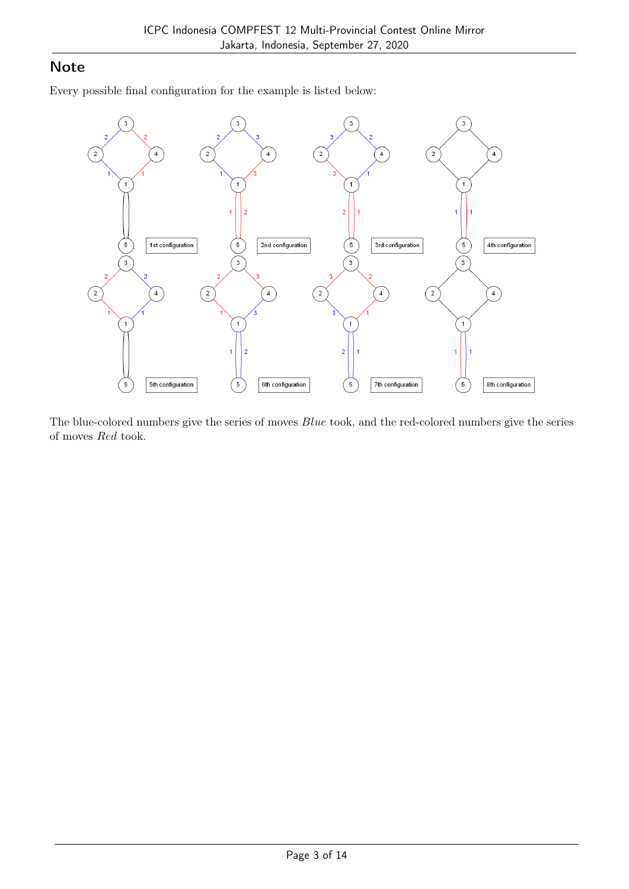## Note

Every possible final configuration for the example is listed below:

The blue-colored numbers give the series of moves *Blue* took, and the red-colored numbers give the series of moves *Red* took.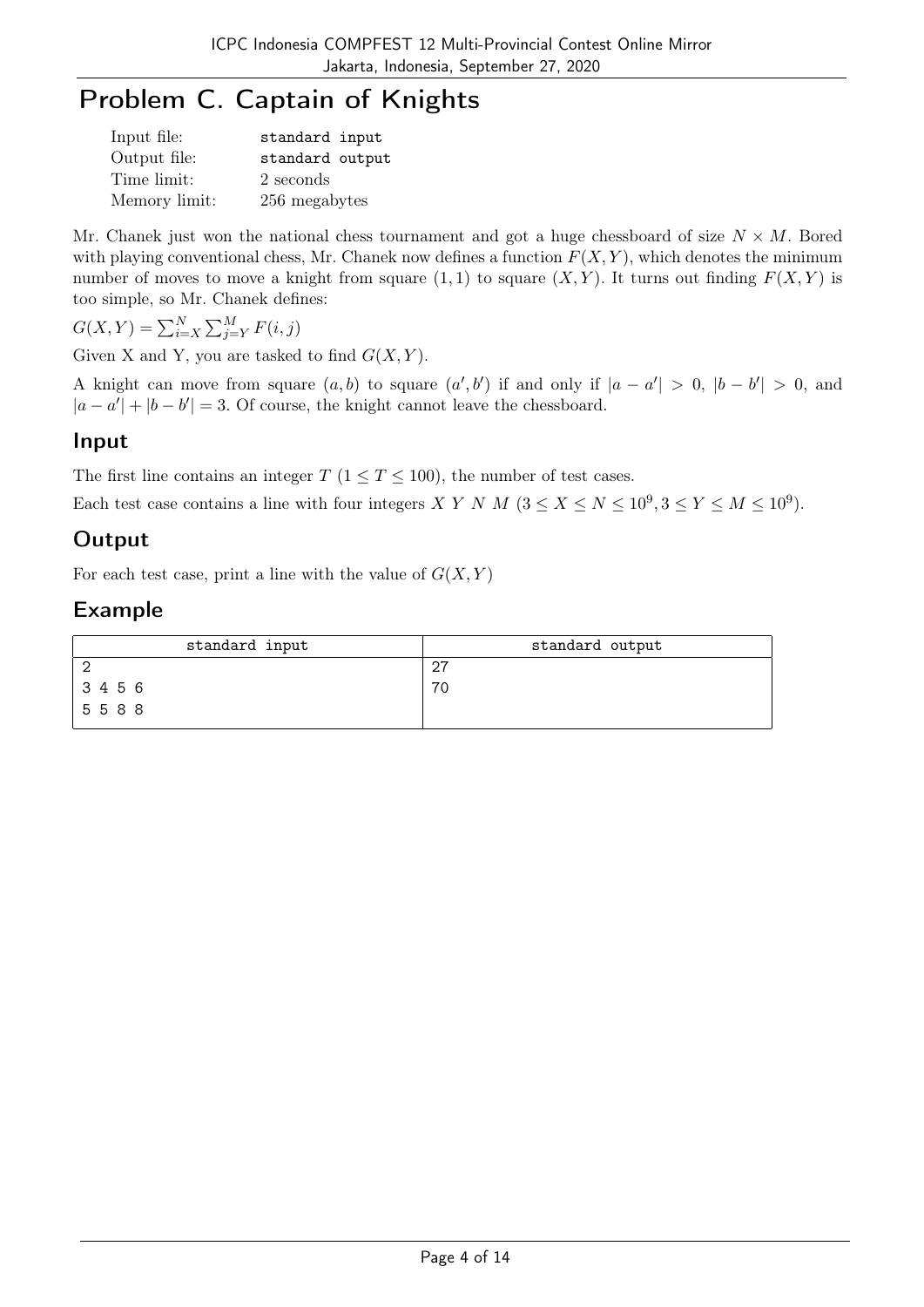# Problem C. Captain of Knights

| | |
|---|---|
| Input file: | standard input |
| Output file: | standard output |
| Time limit: | 2 seconds |
| Memory limit: | 256 megabytes |

Mr. Chanek just won the national chess tournament and got a huge chessboard of size $N \times M$. Bored with playing conventional chess, Mr. Chanek now defines a function $F(X, Y)$, which denotes the minimum number of moves to move a knight from square $(1, 1)$ to square $(X, Y)$. It turns out finding $F(X, Y)$ is too simple, so Mr. Chanek defines:

$G(X, Y) = \sum_{i=X}^{N} \sum_{j=Y}^{M} F(i, j)$

Given X and Y, you are tasked to find $G(X, Y)$.

A knight can move from square $(a, b)$ to square $(a', b')$ if and only if $|a - a'| > 0$, $|b - b'| > 0$, and $|a - a'| + |b - b'| = 3$. Of course, the knight cannot leave the chessboard.

## Input

The first line contains an integer $T$ $(1 \leq T \leq 100)$, the number of test cases.

Each test case contains a line with four integers $X$ $Y$ $N$ $M$ $(3 \leq X \leq N \leq 10^9, 3 \leq Y \leq M \leq 10^9)$.

## Output

For each test case, print a line with the value of $G(X, Y)$

## Example

| standard input | standard output |
|---|---|
| 2<br>3 4 5 6<br>5 5 8 8 | 27<br>70 |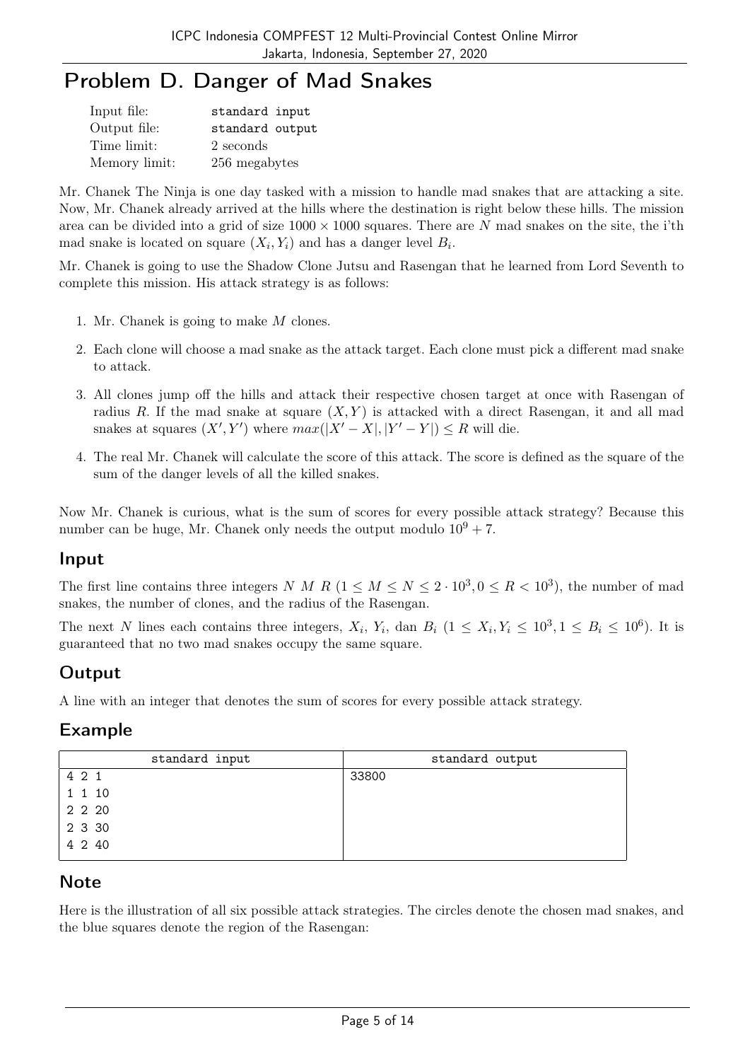# Problem D. Danger of Mad Snakes

| | |
|---|---|
| Input file: | standard input |
| Output file: | standard output |
| Time limit: | 2 seconds |
| Memory limit: | 256 megabytes |

Mr. Chanek The Ninja is one day tasked with a mission to handle mad snakes that are attacking a site. Now, Mr. Chanek already arrived at the hills where the destination is right below these hills. The mission area can be divided into a grid of size $1000 \times 1000$ squares. There are $N$ mad snakes on the site, the i'th mad snake is located on square $(X_i, Y_i)$ and has a danger level $B_i$.

Mr. Chanek is going to use the Shadow Clone Jutsu and Rasengan that he learned from Lord Seventh to complete this mission. His attack strategy is as follows:

1. Mr. Chanek is going to make $M$ clones.
2. Each clone will choose a mad snake as the attack target. Each clone must pick a different mad snake to attack.
3. All clones jump off the hills and attack their respective chosen target at once with Rasengan of radius $R$. If the mad snake at square $(X, Y)$ is attacked with a direct Rasengan, it and all mad snakes at squares $(X', Y')$ where $max(|X' - X|, |Y' - Y|) \le R$ will die.
4. The real Mr. Chanek will calculate the score of this attack. The score is defined as the square of the sum of the danger levels of all the killed snakes.

Now Mr. Chanek is curious, what is the sum of scores for every possible attack strategy? Because this number can be huge, Mr. Chanek only needs the output modulo $10^9 + 7$.

## Input

The first line contains three integers $N$ $M$ $R$ ($1 \le M \le N \le 2 \cdot 10^3, 0 \le R < 10^3$), the number of mad snakes, the number of clones, and the radius of the Rasengan.

The next $N$ lines each contains three integers, $X_i$, $Y_i$, dan $B_i$ ($1 \le X_i, Y_i \le 10^3, 1 \le B_i \le 10^6$). It is guaranteed that no two mad snakes occupy the same square.

## Output

A line with an integer that denotes the sum of scores for every possible attack strategy.

## Example

| standard input | standard output |
|---|---|
| 4 2 1<br>1 1 10<br>2 2 20<br>2 3 30<br>4 2 40 | 33800 |

## Note

Here is the illustration of all six possible attack strategies. The circles denote the chosen mad snakes, and the blue squares denote the region of the Rasengan: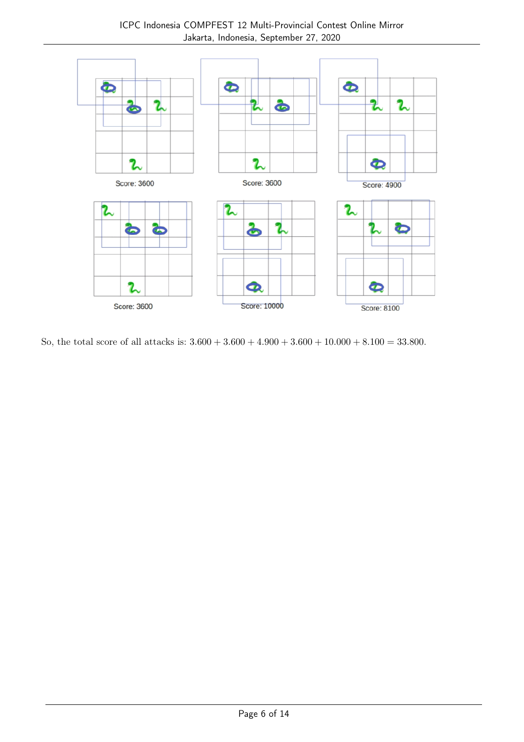Score: 3600

Score: 3600

Score: 4900

Score: 3600

Score: 10000

Score: 8100

So, the total score of all attacks is: $3.600 + 3.600 + 4.900 + 3.600 + 10.000 + 8.100 = 33.800$.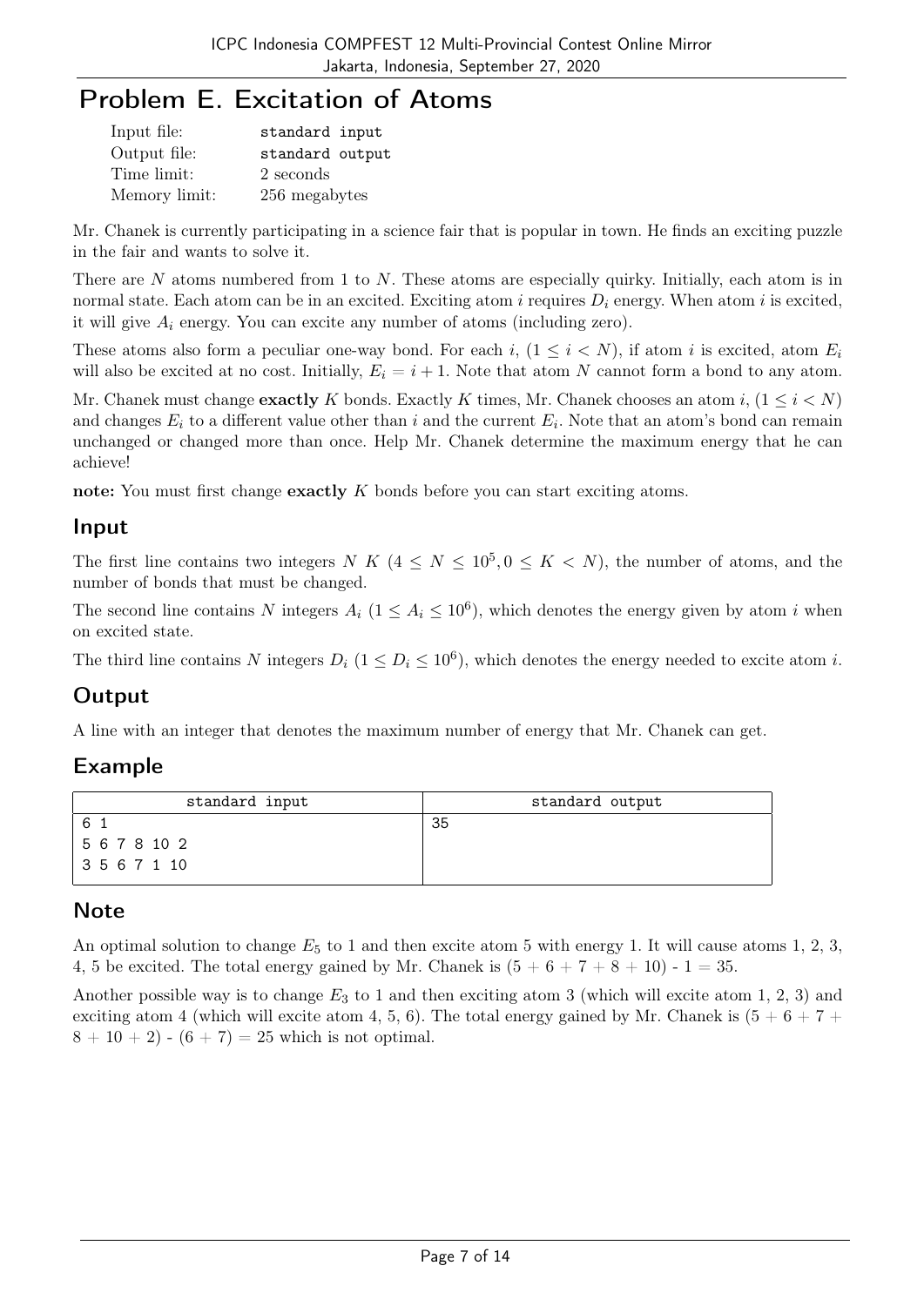# Problem E. Excitation of Atoms

| Input file: | standard input |
|---|---|
| Output file: | standard output |
| Time limit: | 2 seconds |
| Memory limit: | 256 megabytes |

Mr. Chanek is currently participating in a science fair that is popular in town. He finds an exciting puzzle in the fair and wants to solve it.

There are $N$ atoms numbered from 1 to $N$. These atoms are especially quirky. Initially, each atom is in normal state. Each atom can be in an excited. Exciting atom $i$ requires $D_i$ energy. When atom $i$ is excited, it will give $A_i$ energy. You can excite any number of atoms (including zero).

These atoms also form a peculiar one-way bond. For each $i$, $(1 \le i < N)$, if atom $i$ is excited, atom $E_i$ will also be excited at no cost. Initially, $E_i = i + 1$. Note that atom $N$ cannot form a bond to any atom.

Mr. Chanek must change **exactly** $K$ bonds. Exactly $K$ times, Mr. Chanek chooses an atom $i$, $(1 \le i < N)$ and changes $E_i$ to a different value other than $i$ and the current $E_i$. Note that an atom's bond can remain unchanged or changed more than once. Help Mr. Chanek determine the maximum energy that he can achieve!

**note:** You must first change **exactly** $K$ bonds before you can start exciting atoms.

## Input

The first line contains two integers $N$ $K$ $(4 \le N \le 10^5, 0 \le K < N)$, the number of atoms, and the number of bonds that must be changed.

The second line contains $N$ integers $A_i$ $(1 \le A_i \le 10^6)$, which denotes the energy given by atom $i$ when on excited state.

The third line contains $N$ integers $D_i$ $(1 \le D_i \le 10^6)$, which denotes the energy needed to excite atom $i$.

## Output

A line with an integer that denotes the maximum number of energy that Mr. Chanek can get.

## Example

| standard input | standard output |
|---|---|
| 6 1<br>5 6 7 8 10 2<br>3 5 6 7 1 10 | 35 |

## Note

An optimal solution to change $E_5$ to 1 and then excite atom 5 with energy 1. It will cause atoms 1, 2, 3, 4, 5 be excited. The total energy gained by Mr. Chanek is $(5 + 6 + 7 + 8 + 10) - 1 = 35$.

Another possible way is to change $E_3$ to 1 and then exciting atom 3 (which will excite atom 1, 2, 3) and exciting atom 4 (which will excite atom 4, 5, 6). The total energy gained by Mr. Chanek is $(5 + 6 + 7 + 8 + 10 + 2) - (6 + 7) = 25$ which is not optimal.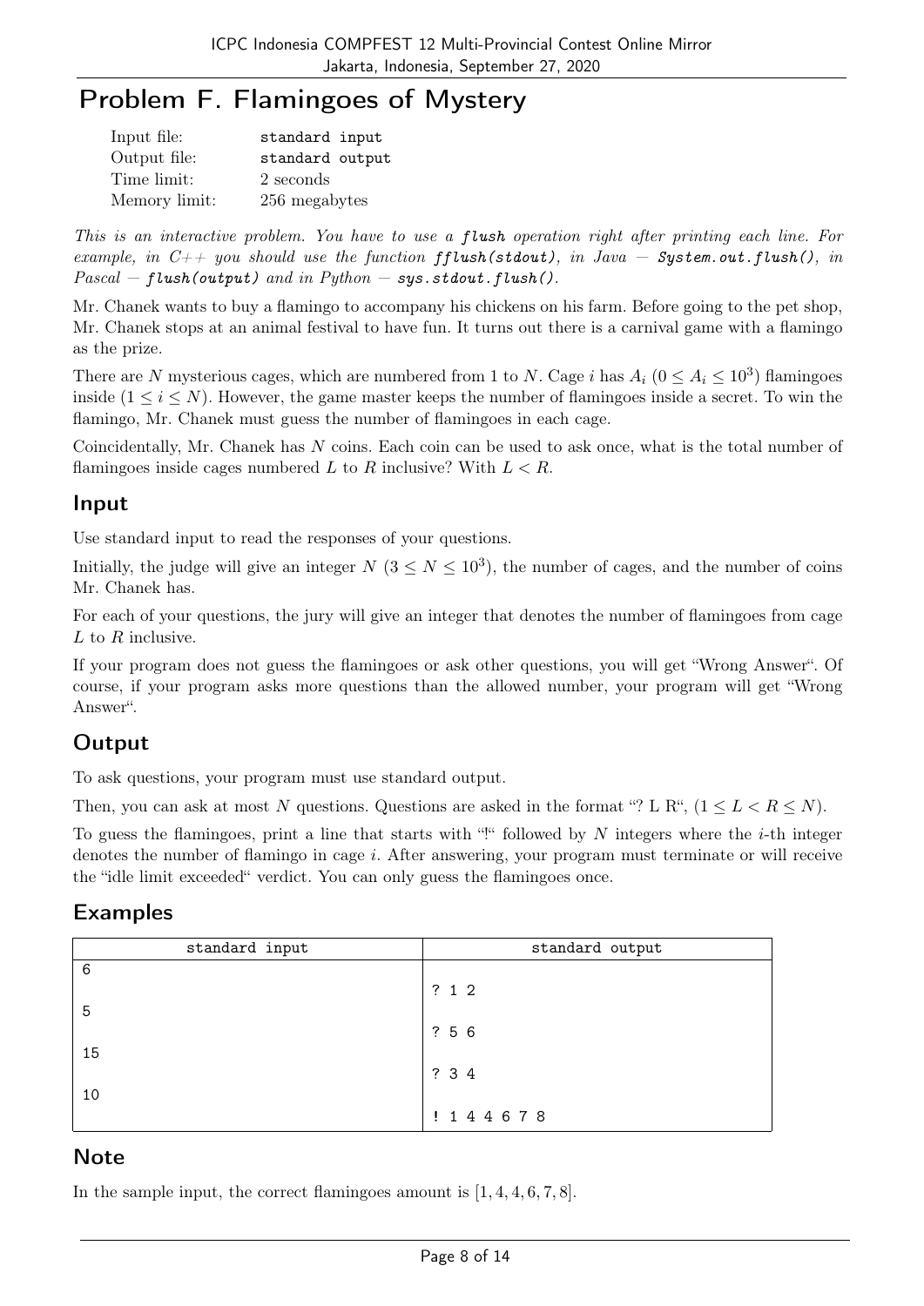# Problem F. Flamingoes of Mystery

| | |
|---|---|
| Input file: | standard input |
| Output file: | standard output |
| Time limit: | 2 seconds |
| Memory limit: | 256 megabytes |

*This is an interactive problem. You have to use a **flush** operation right after printing each line. For example, in C++ you should use the function **fflush(stdout)**, in Java — **System.out.flush()**, in Pascal — **flush(output)** and in Python — **sys.stdout.flush()**.*

Mr. Chanek wants to buy a flamingo to accompany his chickens on his farm. Before going to the pet shop, Mr. Chanek stops at an animal festival to have fun. It turns out there is a carnival game with a flamingo as the prize.

There are $N$ mysterious cages, which are numbered from 1 to $N$. Cage $i$ has $A_i$ ($0 \leq A_i \leq 10^3$) flamingoes inside ($1 \leq i \leq N$). However, the game master keeps the number of flamingoes inside a secret. To win the flamingo, Mr. Chanek must guess the number of flamingoes in each cage.

Coincidentally, Mr. Chanek has $N$ coins. Each coin can be used to ask once, what is the total number of flamingoes inside cages numbered $L$ to $R$ inclusive? With $L < R$.

## Input

Use standard input to read the responses of your questions.

Initially, the judge will give an integer $N$ ($3 \leq N \leq 10^3$), the number of cages, and the number of coins Mr. Chanek has.

For each of your questions, the jury will give an integer that denotes the number of flamingoes from cage $L$ to $R$ inclusive.

If your program does not guess the flamingoes or ask other questions, you will get "Wrong Answer". Of course, if your program asks more questions than the allowed number, your program will get "Wrong Answer".

## Output

To ask questions, your program must use standard output.

Then, you can ask at most $N$ questions. Questions are asked in the format "? L R", ($1 \leq L < R \leq N$).

To guess the flamingoes, print a line that starts with "!" followed by $N$ integers where the $i$-th integer denotes the number of flamingo in cage $i$. After answering, your program must terminate or will receive the "idle limit exceeded" verdict. You can only guess the flamingoes once.

## Examples

| standard input | standard output |
|---|---|
| 6 | |
| | ? 1 2 |
| 5 | |
| | ? 5 6 |
| 15 | |
| | ? 3 4 |
| 10 | |
| | ! 1 4 4 6 7 8 |

## Note

In the sample input, the correct flamingoes amount is $[1, 4, 4, 6, 7, 8]$.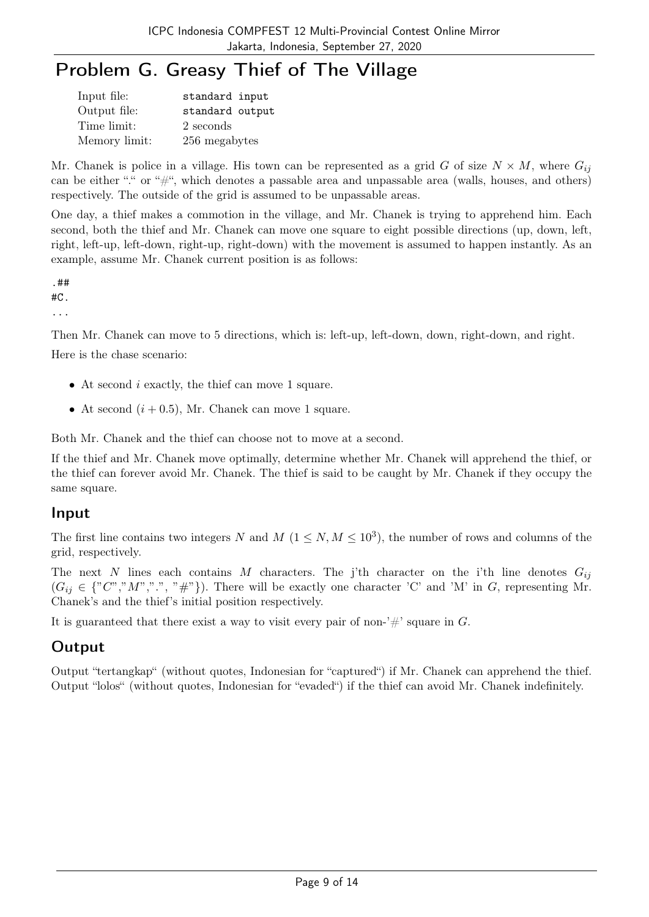# Problem G. Greasy Thief of The Village

| | |
|---|---|
| Input file: | standard input |
| Output file: | standard output |
| Time limit: | 2 seconds |
| Memory limit: | 256 megabytes |

Mr. Chanek is police in a village. His town can be represented as a grid $G$ of size $N \times M$, where $G_{ij}$ can be either "." or "#", which denotes a passable area and unpassable area (walls, houses, and others) respectively. The outside of the grid is assumed to be unpassable areas.

One day, a thief makes a commotion in the village, and Mr. Chanek is trying to apprehend him. Each second, both the thief and Mr. Chanek can move one square to eight possible directions (up, down, left, right, left-up, left-down, right-up, right-down) with the movement is assumed to happen instantly. As an example, assume Mr. Chanek current position is as follows:

```
.##
#C.
...
```

Then Mr. Chanek can move to 5 directions, which is: left-up, left-down, down, right-down, and right.

Here is the chase scenario:

- At second $i$ exactly, the thief can move 1 square.
- At second $(i + 0.5)$, Mr. Chanek can move 1 square.

Both Mr. Chanek and the thief can choose not to move at a second.

If the thief and Mr. Chanek move optimally, determine whether Mr. Chanek will apprehend the thief, or the thief can forever avoid Mr. Chanek. The thief is said to be caught by Mr. Chanek if they occupy the same square.

## Input

The first line contains two integers $N$ and $M$ ($1 \leq N, M \leq 10^3$), the number of rows and columns of the grid, respectively.

The next $N$ lines each contains $M$ characters. The j'th character on the i'th line denotes $G_{ij}$ ($G_{ij} \in \{$"C","M",".", "#"$\}$). There will be exactly one character 'C' and 'M' in $G$, representing Mr. Chanek's and the thief's initial position respectively.

It is guaranteed that there exist a way to visit every pair of non-'#' square in $G$.

## Output

Output "tertangkap" (without quotes, Indonesian for "captured") if Mr. Chanek can apprehend the thief. Output "lolos" (without quotes, Indonesian for "evaded") if the thief can avoid Mr. Chanek indefinitely.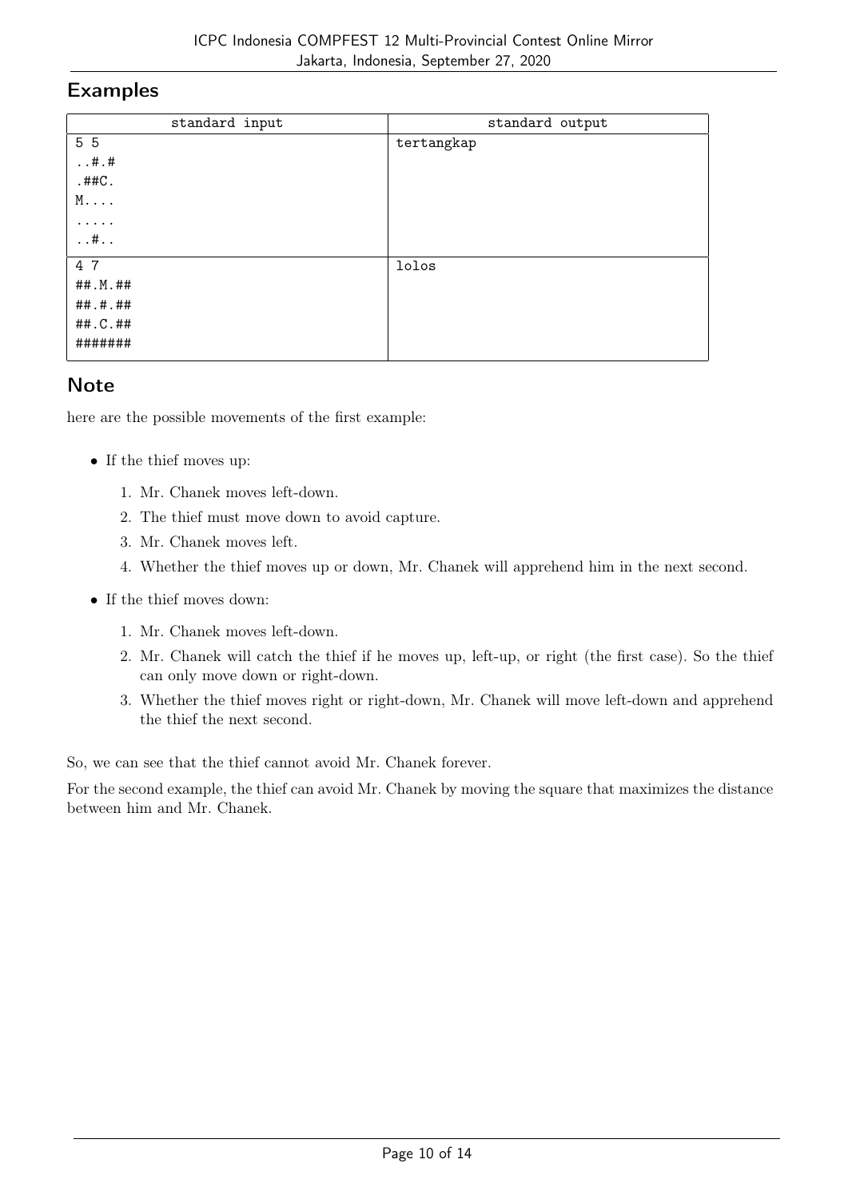## Examples

| standard input | standard output |
|---|---|
| 5 5<br>..#.#<br>.##C.<br>M....<br>.....<br>..#.. | tertangkap |
| 4 7<br>##.M.##<br>##.#.##<br>##.C.##<br>####### | lolos |

## Note

here are the possible movements of the first example:

- If the thief moves up:
  1. Mr. Chanek moves left-down.
  2. The thief must move down to avoid capture.
  3. Mr. Chanek moves left.
  4. Whether the thief moves up or down, Mr. Chanek will apprehend him in the next second.
- If the thief moves down:
  1. Mr. Chanek moves left-down.
  2. Mr. Chanek will catch the thief if he moves up, left-up, or right (the first case). So the thief can only move down or right-down.
  3. Whether the thief moves right or right-down, Mr. Chanek will move left-down and apprehend the thief the next second.

So, we can see that the thief cannot avoid Mr. Chanek forever.

For the second example, the thief can avoid Mr. Chanek by moving the square that maximizes the distance between him and Mr. Chanek.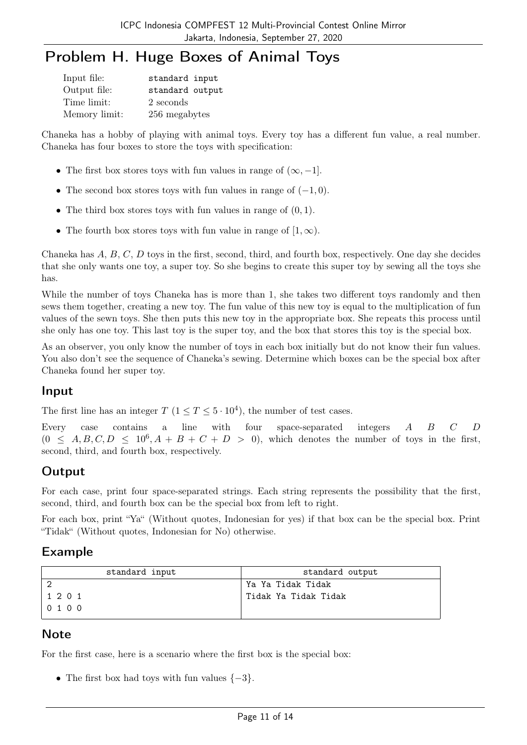# Problem H. Huge Boxes of Animal Toys

| | |
|---|---|
| Input file: | standard input |
| Output file: | standard output |
| Time limit: | 2 seconds |
| Memory limit: | 256 megabytes |

Chaneka has a hobby of playing with animal toys. Every toy has a different fun value, a real number. Chaneka has four boxes to store the toys with specification:

- The first box stores toys with fun values in range of $(\infty, -1]$.
- The second box stores toys with fun values in range of $(-1, 0)$.
- The third box stores toys with fun values in range of $(0, 1)$.
- The fourth box stores toys with fun value in range of $[1, \infty)$.

Chaneka has $A$, $B$, $C$, $D$ toys in the first, second, third, and fourth box, respectively. One day she decides that she only wants one toy, a super toy. So she begins to create this super toy by sewing all the toys she has.

While the number of toys Chaneka has is more than 1, she takes two different toys randomly and then sews them together, creating a new toy. The fun value of this new toy is equal to the multiplication of fun values of the sewn toys. She then puts this new toy in the appropriate box. She repeats this process until she only has one toy. This last toy is the super toy, and the box that stores this toy is the special box.

As an observer, you only know the number of toys in each box initially but do not know their fun values. You also don't see the sequence of Chaneka's sewing. Determine which boxes can be the special box after Chaneka found her super toy.

## Input

The first line has an integer $T$ ($1 \leq T \leq 5 \cdot 10^4$), the number of test cases.

Every case contains a line with four space-separated integers $A$ $B$ $C$ $D$ ($0 \leq A, B, C, D \leq 10^6, A + B + C + D > 0$), which denotes the number of toys in the first, second, third, and fourth box, respectively.

## Output

For each case, print four space-separated strings. Each string represents the possibility that the first, second, third, and fourth box can be the special box from left to right.

For each box, print "Ya" (Without quotes, Indonesian for yes) if that box can be the special box. Print "Tidak" (Without quotes, Indonesian for No) otherwise.

## Example

| standard input | standard output |
|---|---|
| 2<br>1 2 0 1<br>0 1 0 0 | Ya Ya Tidak Tidak<br>Tidak Ya Tidak Tidak |

## Note

For the first case, here is a scenario where the first box is the special box:

- The first box had toys with fun values $\{-3\}$.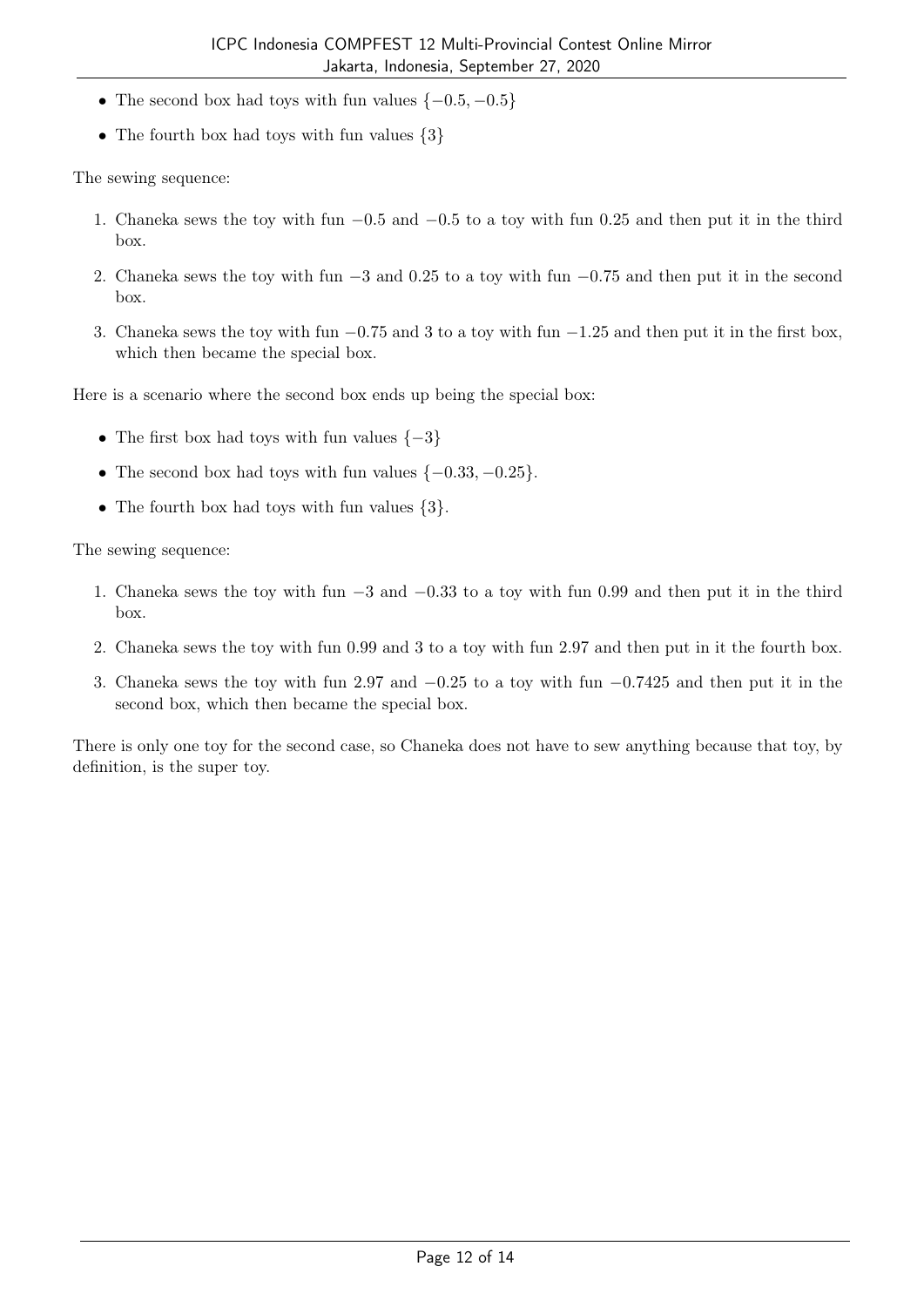- The second box had toys with fun values $\{-0.5, -0.5\}$
- The fourth box had toys with fun values $\{3\}$

The sewing sequence:

1. Chaneka sews the toy with fun $-0.5$ and $-0.5$ to a toy with fun $0.25$ and then put it in the third box.
2. Chaneka sews the toy with fun $-3$ and $0.25$ to a toy with fun $-0.75$ and then put it in the second box.
3. Chaneka sews the toy with fun $-0.75$ and $3$ to a toy with fun $-1.25$ and then put it in the first box, which then became the special box.

Here is a scenario where the second box ends up being the special box:

- The first box had toys with fun values $\{-3\}$
- The second box had toys with fun values $\{-0.33, -0.25\}$.
- The fourth box had toys with fun values $\{3\}$.

The sewing sequence:

1. Chaneka sews the toy with fun $-3$ and $-0.33$ to a toy with fun $0.99$ and then put it in the third box.
2. Chaneka sews the toy with fun $0.99$ and $3$ to a toy with fun $2.97$ and then put in it the fourth box.
3. Chaneka sews the toy with fun $2.97$ and $-0.25$ to a toy with fun $-0.7425$ and then put it in the second box, which then became the special box.

There is only one toy for the second case, so Chaneka does not have to sew anything because that toy, by definition, is the super toy.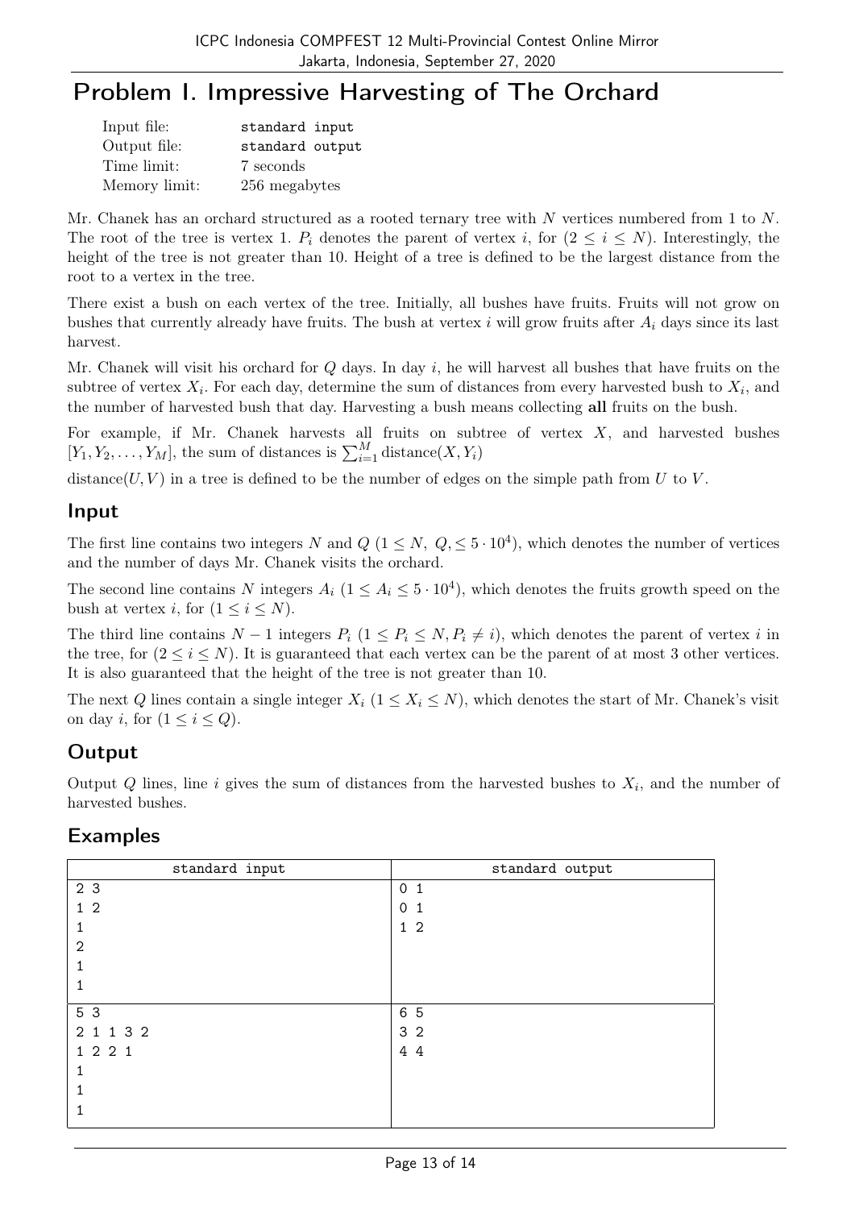# Problem I. Impressive Harvesting of The Orchard

| | |
|---|---|
| Input file: | standard input |
| Output file: | standard output |
| Time limit: | 7 seconds |
| Memory limit: | 256 megabytes |

Mr. Chanek has an orchard structured as a rooted ternary tree with $N$ vertices numbered from 1 to $N$. The root of the tree is vertex 1. $P_i$ denotes the parent of vertex $i$, for $(2 \le i \le N)$. Interestingly, the height of the tree is not greater than 10. Height of a tree is defined to be the largest distance from the root to a vertex in the tree.

There exist a bush on each vertex of the tree. Initially, all bushes have fruits. Fruits will not grow on bushes that currently already have fruits. The bush at vertex $i$ will grow fruits after $A_i$ days since its last harvest.

Mr. Chanek will visit his orchard for $Q$ days. In day $i$, he will harvest all bushes that have fruits on the subtree of vertex $X_i$. For each day, determine the sum of distances from every harvested bush to $X_i$, and the number of harvested bush that day. Harvesting a bush means collecting **all** fruits on the bush.

For example, if Mr. Chanek harvests all fruits on subtree of vertex $X$, and harvested bushes $[Y_1, Y_2, \ldots, Y_M]$, the sum of distances is $\sum_{i=1}^{M} \text{distance}(X, Y_i)$

$\text{distance}(U, V)$ in a tree is defined to be the number of edges on the simple path from $U$ to $V$.

## Input

The first line contains two integers $N$ and $Q$ $(1 \le N,\ Q, \le 5 \cdot 10^4)$, which denotes the number of vertices and the number of days Mr. Chanek visits the orchard.

The second line contains $N$ integers $A_i$ $(1 \le A_i \le 5 \cdot 10^4)$, which denotes the fruits growth speed on the bush at vertex $i$, for $(1 \le i \le N)$.

The third line contains $N-1$ integers $P_i$ $(1 \le P_i \le N, P_i \ne i)$, which denotes the parent of vertex $i$ in the tree, for $(2 \le i \le N)$. It is guaranteed that each vertex can be the parent of at most 3 other vertices. It is also guaranteed that the height of the tree is not greater than 10.

The next $Q$ lines contain a single integer $X_i$ $(1 \le X_i \le N)$, which denotes the start of Mr. Chanek's visit on day $i$, for $(1 \le i \le Q)$.

## Output

Output $Q$ lines, line $i$ gives the sum of distances from the harvested bushes to $X_i$, and the number of harvested bushes.

## Examples

| standard input | standard output |
|---|---|
| 2 3<br>1 2<br>1<br>2<br>1<br>1 | 0 1<br>0 1<br>1 2 |
| 5 3<br>2 1 1 3 2<br>1 2 2 1<br>1<br>1<br>1 | 6 5<br>3 2<br>4 4 |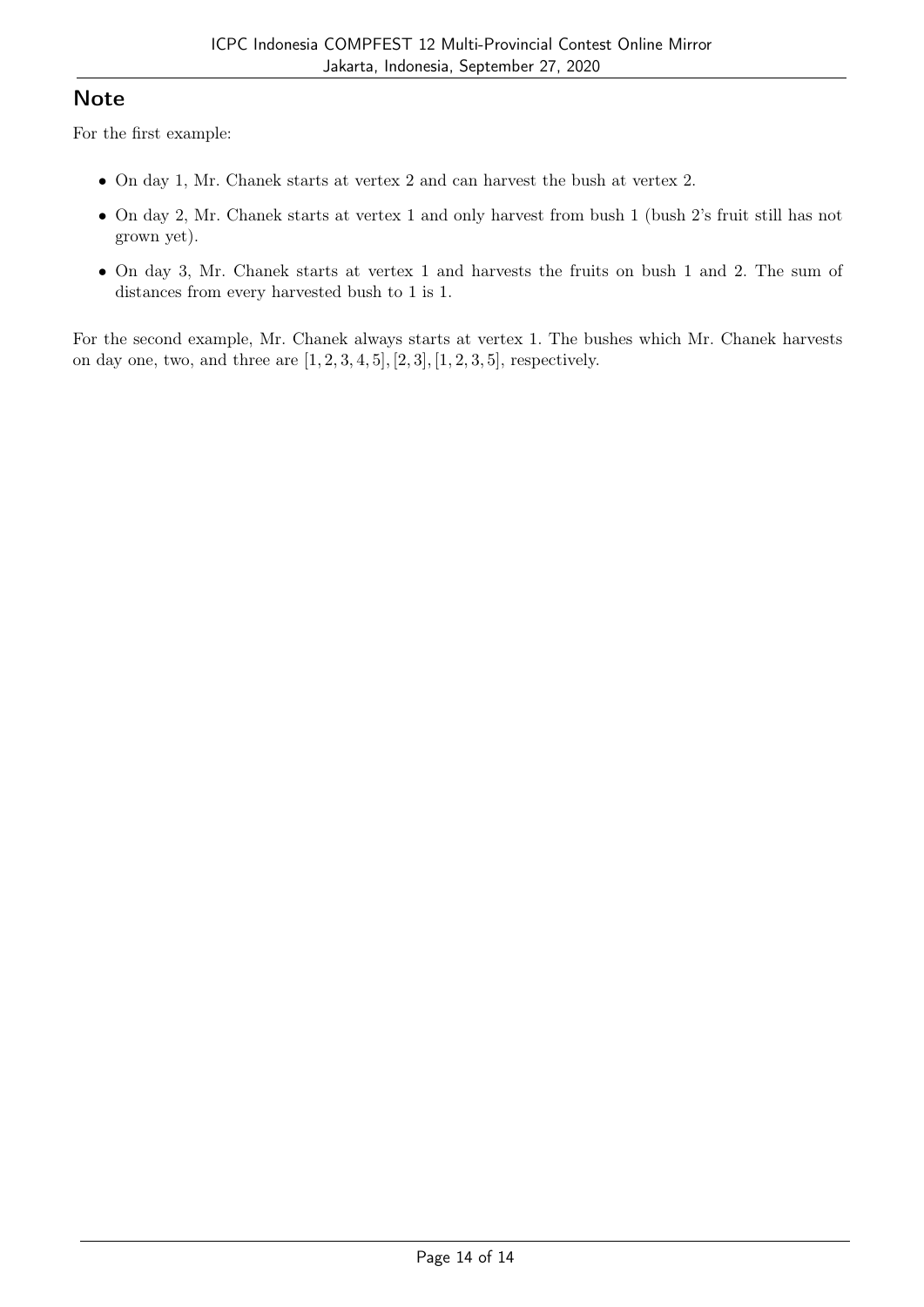## Note

For the first example:

- On day 1, Mr. Chanek starts at vertex 2 and can harvest the bush at vertex 2.
- On day 2, Mr. Chanek starts at vertex 1 and only harvest from bush 1 (bush 2's fruit still has not grown yet).
- On day 3, Mr. Chanek starts at vertex 1 and harvests the fruits on bush 1 and 2. The sum of distances from every harvested bush to 1 is 1.

For the second example, Mr. Chanek always starts at vertex 1. The bushes which Mr. Chanek harvests on day one, two, and three are $[1, 2, 3, 4, 5]$, $[2, 3]$, $[1, 2, 3, 5]$, respectively.